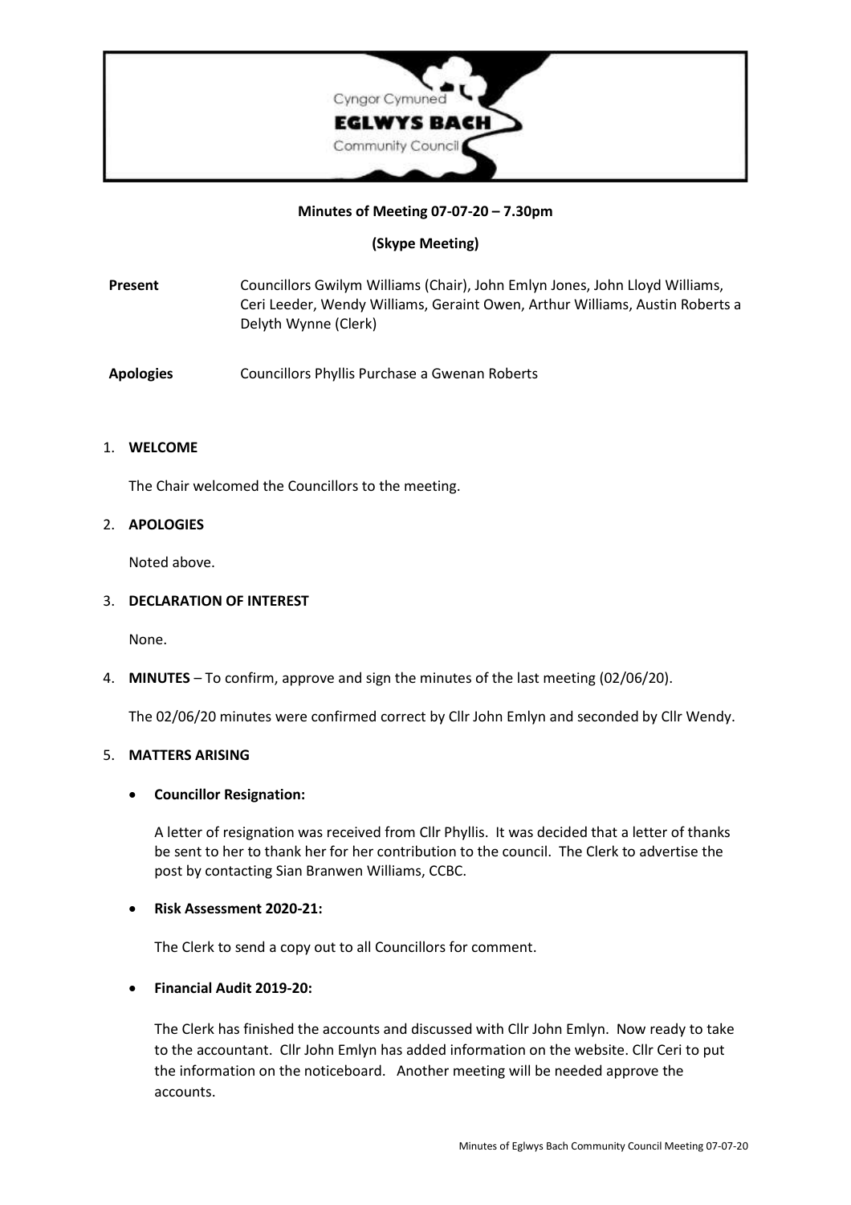Cyngor Cymuned
**EGLWYS BACH**
Community Council

**Minutes of Meeting 07-07-20 – 7.30pm**

**(Skype Meeting)**

**Present** Councillors Gwilym Williams (Chair), John Emlyn Jones, John Lloyd Williams, Ceri Leeder, Wendy Williams, Geraint Owen, Arthur Williams, Austin Roberts a Delyth Wynne (Clerk)

**Apologies** Councillors Phyllis Purchase a Gwenan Roberts

1. **WELCOME**

   The Chair welcomed the Councillors to the meeting.

2. **APOLOGIES**

   Noted above.

3. **DECLARATION OF INTEREST**

   None.

4. **MINUTES** – To confirm, approve and sign the minutes of the last meeting (02/06/20).

   The 02/06/20 minutes were confirmed correct by Cllr John Emlyn and seconded by Cllr Wendy.

5. **MATTERS ARISING**

   - **Councillor Resignation:**

     A letter of resignation was received from Cllr Phyllis. It was decided that a letter of thanks be sent to her to thank her for her contribution to the council. The Clerk to advertise the post by contacting Sian Branwen Williams, CCBC.

   - **Risk Assessment 2020-21:**

     The Clerk to send a copy out to all Councillors for comment.

   - **Financial Audit 2019-20:**

     The Clerk has finished the accounts and discussed with Cllr John Emlyn. Now ready to take to the accountant. Cllr John Emlyn has added information on the website. Cllr Ceri to put the information on the noticeboard. Another meeting will be needed approve the accounts.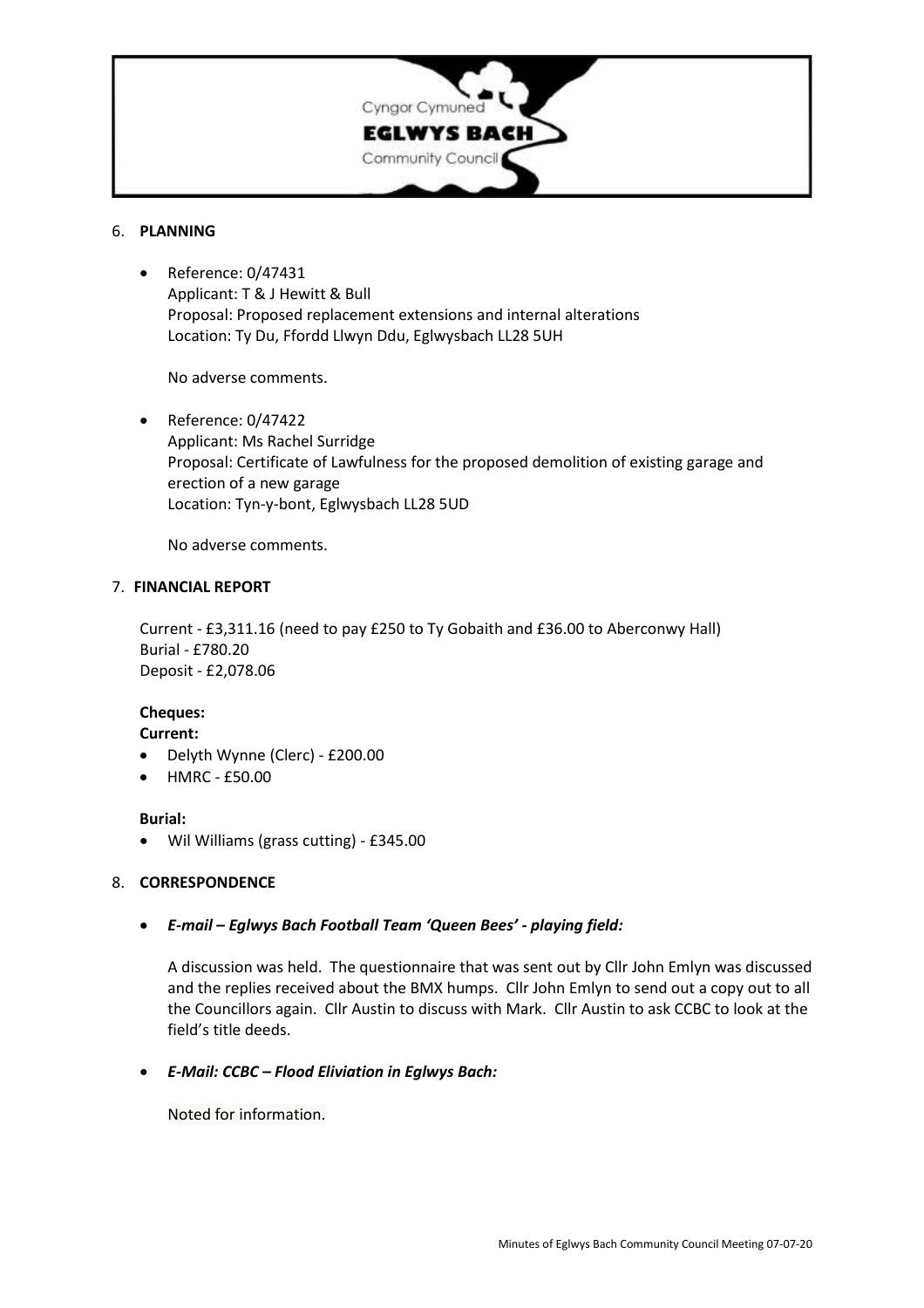6. **PLANNING**

- Reference: 0/47431
  Applicant: T & J Hewitt & Bull
  Proposal: Proposed replacement extensions and internal alterations
  Location: Ty Du, Ffordd Llwyn Ddu, Eglwysbach LL28 5UH

  No adverse comments.

- Reference: 0/47422
  Applicant: Ms Rachel Surridge
  Proposal: Certificate of Lawfulness for the proposed demolition of existing garage and erection of a new garage
  Location: Tyn-y-bont, Eglwysbach LL28 5UD

  No adverse comments.

7. **FINANCIAL REPORT**

Current - £3,311.16 (need to pay £250 to Ty Gobaith and £36.00 to Aberconwy Hall)
Burial - £780.20
Deposit - £2,078.06

**Cheques:**

**Current:**

- Delyth Wynne (Clerc) - £200.00
- HMRC - £50.00

**Burial:**

- Wil Williams (grass cutting) - £345.00

8. **CORRESPONDENCE**

- ***E-mail – Eglwys Bach Football Team 'Queen Bees' - playing field:***

  A discussion was held. The questionnaire that was sent out by Cllr John Emlyn was discussed and the replies received about the BMX humps. Cllr John Emlyn to send out a copy out to all the Councillors again. Cllr Austin to discuss with Mark. Cllr Austin to ask CCBC to look at the field's title deeds.

- ***E-Mail: CCBC – Flood Eliviation in Eglwys Bach:***

  Noted for information.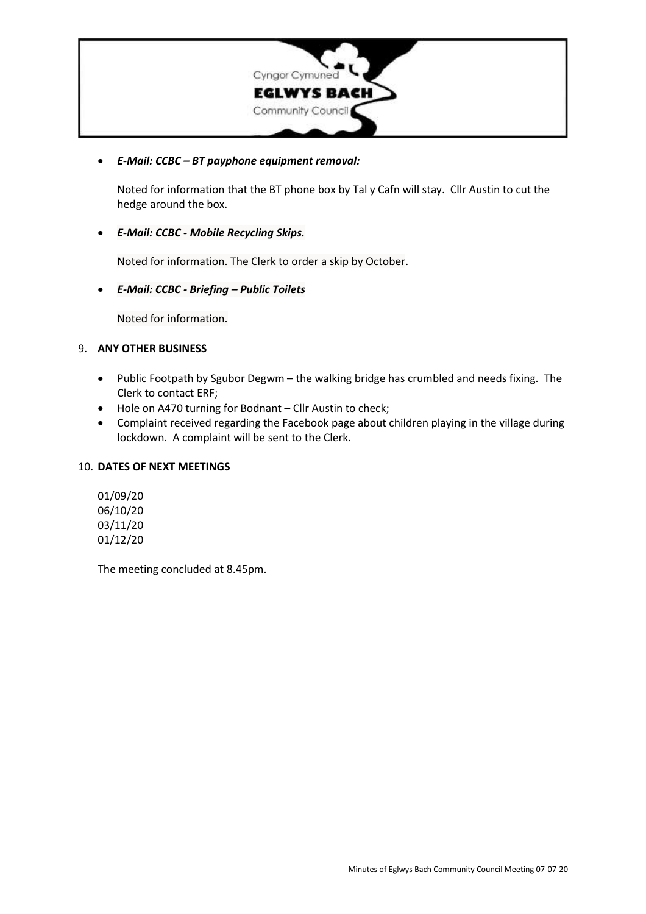- ***E-Mail: CCBC – BT payphone equipment removal:***

  Noted for information that the BT phone box by Tal y Cafn will stay. Cllr Austin to cut the hedge around the box.

- ***E-Mail: CCBC - Mobile Recycling Skips.***

  Noted for information. The Clerk to order a skip by October.

- ***E-Mail: CCBC - Briefing – Public Toilets***

  Noted for information.

9. **ANY OTHER BUSINESS**

- Public Footpath by Sgubor Degwm – the walking bridge has crumbled and needs fixing. The Clerk to contact ERF;
- Hole on A470 turning for Bodnant – Cllr Austin to check;
- Complaint received regarding the Facebook page about children playing in the village during lockdown. A complaint will be sent to the Clerk.

10. **DATES OF NEXT MEETINGS**

01/09/20
06/10/20
03/11/20
01/12/20

The meeting concluded at 8.45pm.